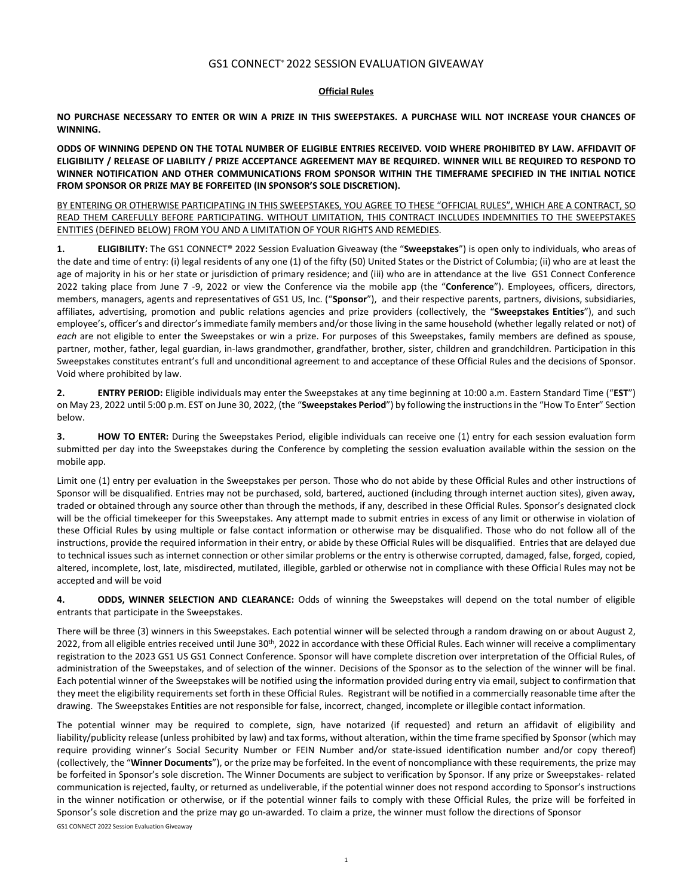# GS1 CONNECT® 2022 SESSION EVALUATION GIVEAWAY

## Official Rules

**NO PURCHASE NECESSARY TO ENTER OR WIN A PRIZE IN THIS SWEEPSTAKES. A PURCHASE WILL NOT INCREASE YOUR CHANCES OF WINNING.**

**ODDS OF WINNING DEPEND ON THE TOTAL NUMBER OF ELIGIBLE ENTRIES RECEIVED. VOID WHERE PROHIBITED BY LAW. AFFIDAVIT OF ELIGIBILITY / RELEASE OF LIABILITY / PRIZE ACCEPTANCE AGREEMENT MAY BE REQUIRED. WINNER WILL BE REQUIRED TO RESPOND TO WINNER NOTIFICATION AND OTHER COMMUNICATIONS FROM SPONSOR WITHIN THE TIMEFRAME SPECIFIED IN THE INITIAL NOTICE FROM SPONSOR OR PRIZE MAY BE FORFEITED (IN SPONSOR'S SOLE DISCRETION).**

BY ENTERING OR OTHERWISE PARTICIPATING IN THIS SWEEPSTAKES, YOU AGREE TO THESE "OFFICIAL RULES", WHICH ARE A CONTRACT, SO READ THEM CAREFULLY BEFORE PARTICIPATING. WITHOUT LIMITATION, THIS CONTRACT INCLUDES INDEMNITIES TO THE SWEEPSTAKES ENTITIES (DEFINED BELOW) FROM YOU AND A LIMITATION OF YOUR RIGHTS AND REMEDIES.

**1. ELIGIBILITY:** The GS1 CONNECT® 2022 Session Evaluation Giveaway (the "**Sweepstakes**") is open only to individuals, who areas of the date and time of entry: (i) legal residents of any one (1) of the fifty (50) United States or the District of Columbia; (ii) who are at least the age of majority in his or her state or jurisdiction of primary residence; and (iii) who are in attendance at the live GS1 Connect Conference 2022 taking place from June 7 -9, 2022 or view the Conference via the mobile app (the "**Conference**"). Employees, officers, directors, members, managers, agents and representatives of GS1 US, Inc. ("**Sponsor**"), and their respective parents, partners, divisions, subsidiaries, affiliates, advertising, promotion and public relations agencies and prize providers (collectively, the "**Sweepstakes Entities**"), and such employee's, officer's and director's immediate family members and/or those living in the same household (whether legally related or not) of *each* are not eligible to enter the Sweepstakes or win a prize. For purposes of this Sweepstakes, family members are defined as spouse, partner, mother, father, legal guardian, in-laws grandmother, grandfather, brother, sister, children and grandchildren. Participation in this Sweepstakes constitutes entrant's full and unconditional agreement to and acceptance of these Official Rules and the decisions of Sponsor. Void where prohibited by law.

**2. ENTRY PERIOD:** Eligible individuals may enter the Sweepstakes at any time beginning at 10:00 a.m. Eastern Standard Time ("**EST**") on May 23, 2022 until 5:00 p.m. EST on June 30, 2022, (the "**Sweepstakes Period**") by following the instructions in the "How To Enter" Section below.

**3. HOW TO ENTER:** During the Sweepstakes Period, eligible individuals can receive one (1) entry for each session evaluation form submitted per day into the Sweepstakes during the Conference by completing the session evaluation available within the session on the mobile app.

Limit one (1) entry per evaluation in the Sweepstakes per person. Those who do not abide by these Official Rules and other instructions of Sponsor will be disqualified. Entries may not be purchased, sold, bartered, auctioned (including through internet auction sites), given away, traded or obtained through any source other than through the methods, if any, described in these Official Rules. Sponsor's designated clock will be the official timekeeper for this Sweepstakes. Any attempt made to submit entries in excess of any limit or otherwise in violation of these Official Rules by using multiple or false contact information or otherwise may be disqualified. Those who do not follow all of the instructions, provide the required information in their entry, or abide by these Official Rules will be disqualified. Entries that are delayed due to technical issues such as internet connection or other similar problems or the entry is otherwise corrupted, damaged, false, forged, copied, altered, incomplete, lost, late, misdirected, mutilated, illegible, garbled or otherwise not in compliance with these Official Rules may not be accepted and will be void

**4. ODDS, WINNER SELECTION AND CLEARANCE:** Odds of winning the Sweepstakes will depend on the total number of eligible entrants that participate in the Sweepstakes.

There will be three (3) winners in this Sweepstakes. Each potential winner will be selected through a random drawing on or about August 2, 2022, from all eligible entries received until June 30th, 2022 in accordance with these Official Rules. Each winner will receive a complimentary registration to the 2023 GS1 US GS1 Connect Conference. Sponsor will have complete discretion over interpretation of the Official Rules, of administration of the Sweepstakes, and of selection of the winner. Decisions of the Sponsor as to the selection of the winner will be final. Each potential winner of the Sweepstakes will be notified using the information provided during entry via email, subject to confirmation that they meet the eligibility requirements set forth in these Official Rules. Registrant will be notified in a commercially reasonable time after the drawing. The Sweepstakes Entities are not responsible for false, incorrect, changed, incomplete or illegible contact information.

The potential winner may be required to complete, sign, have notarized (if requested) and return an affidavit of eligibility and liability/publicity release (unless prohibited by law) and tax forms, without alteration, within the time frame specified by Sponsor (which may require providing winner's Social Security Number or FEIN Number and/or state-issued identification number and/or copy thereof) (collectively, the "**Winner Documents**"), or the prize may be forfeited. In the event of noncompliance with these requirements, the prize may be forfeited in Sponsor's sole discretion. The Winner Documents are subject to verification by Sponsor. If any prize or Sweepstakes- related communication is rejected, faulty, or returned as undeliverable, if the potential winner does not respond according to Sponsor's instructions in the winner notification or otherwise, or if the potential winner fails to comply with these Official Rules, the prize will be forfeited in Sponsor's sole discretion and the prize may go un-awarded. To claim a prize, the winner must follow the directions of Sponsor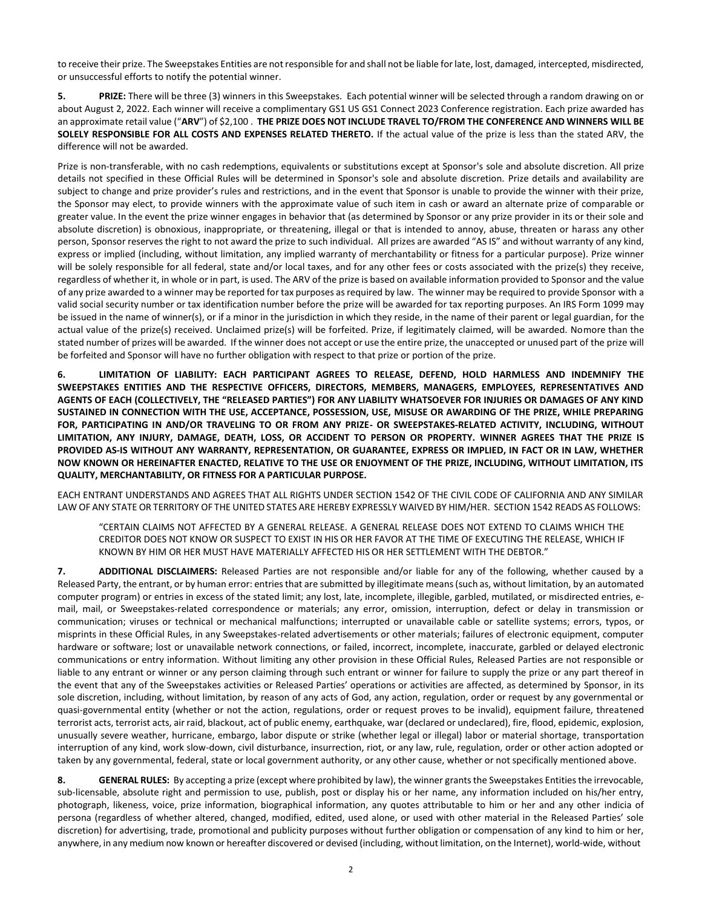to receive their prize. The Sweepstakes Entities are not responsible for and shall not be liable for late, lost, damaged, intercepted, misdirected, or unsuccessful efforts to notify the potential winner.

**5. PRIZE:** There will be three (3) winners in this Sweepstakes. Each potential winner will be selected through a random drawing on or about August 2, 2022. Each winner will receive a complimentary GS1 US GS1 Connect 2023 Conference registration. Each prize awarded has an approximate retail value ("**ARV**") of $2,100 . **THE PRIZE DOES NOT INCLUDE TRAVEL TO/FROM THE CONFERENCE AND WINNERS WILL BE SOLELY RESPONSIBLE FOR ALL COSTS AND EXPENSES RELATED THERETO.** If the actual value of the prize is less than the stated ARV, the difference will not be awarded.

Prize is non-transferable, with no cash redemptions, equivalents or substitutions except at Sponsor's sole and absolute discretion. All prize details not specified in these Official Rules will be determined in Sponsor's sole and absolute discretion. Prize details and availability are subject to change and prize provider's rules and restrictions, and in the event that Sponsor is unable to provide the winner with their prize, the Sponsor may elect, to provide winners with the approximate value of such item in cash or award an alternate prize of comparable or greater value. In the event the prize winner engages in behavior that (as determined by Sponsor or any prize provider in its or their sole and absolute discretion) is obnoxious, inappropriate, or threatening, illegal or that is intended to annoy, abuse, threaten or harass any other person, Sponsor reserves the right to not award the prize to such individual. All prizes are awarded "AS IS" and without warranty of any kind, express or implied (including, without limitation, any implied warranty of merchantability or fitness for a particular purpose). Prize winner will be solely responsible for all federal, state and/or local taxes, and for any other fees or costs associated with the prize(s) they receive, regardless of whether it, in whole or in part, is used. The ARV of the prize is based on available information provided to Sponsor and the value of any prize awarded to a winner may be reported for tax purposes as required by law. The winner may be required to provide Sponsor with a valid social security number or tax identification number before the prize will be awarded for tax reporting purposes. An IRS Form 1099 may be issued in the name of winner(s), or if a minor in the jurisdiction in which they reside, in the name of their parent or legal guardian, for the actual value of the prize(s) received. Unclaimed prize(s) will be forfeited. Prize, if legitimately claimed, will be awarded. Nomore than the stated number of prizes will be awarded. If the winner does not accept or use the entire prize, the unaccepted or unused part of the prize will be forfeited and Sponsor will have no further obligation with respect to that prize or portion of the prize.

**6. LIMITATION OF LIABILITY: EACH PARTICIPANT AGREES TO RELEASE, DEFEND, HOLD HARMLESS AND INDEMNIFY THE SWEEPSTAKES ENTITIES AND THE RESPECTIVE OFFICERS, DIRECTORS, MEMBERS, MANAGERS, EMPLOYEES, REPRESENTATIVES AND AGENTS OF EACH (COLLECTIVELY, THE "RELEASED PARTIES") FOR ANY LIABILITY WHATSOEVER FOR INJURIES OR DAMAGES OF ANY KIND SUSTAINED IN CONNECTION WITH THE USE, ACCEPTANCE, POSSESSION, USE, MISUSE OR AWARDING OF THE PRIZE, WHILE PREPARING FOR, PARTICIPATING IN AND/OR TRAVELING TO OR FROM ANY PRIZE- OR SWEEPSTAKES-RELATED ACTIVITY, INCLUDING, WITHOUT LIMITATION, ANY INJURY, DAMAGE, DEATH, LOSS, OR ACCIDENT TO PERSON OR PROPERTY. WINNER AGREES THAT THE PRIZE IS PROVIDED AS-IS WITHOUT ANY WARRANTY, REPRESENTATION, OR GUARANTEE, EXPRESS OR IMPLIED, IN FACT OR IN LAW, WHETHER NOW KNOWN OR HEREINAFTER ENACTED, RELATIVE TO THE USE OR ENJOYMENT OF THE PRIZE, INCLUDING, WITHOUT LIMITATION, ITS QUALITY, MERCHANTABILITY, OR FITNESS FOR A PARTICULAR PURPOSE.**

EACH ENTRANT UNDERSTANDS AND AGREES THAT ALL RIGHTS UNDER SECTION 1542 OF THE CIVIL CODE OF CALIFORNIA AND ANY SIMILAR LAW OF ANY STATE OR TERRITORY OF THE UNITED STATES ARE HEREBY EXPRESSLY WAIVED BY HIM/HER. SECTION 1542 READS AS FOLLOWS:

> "CERTAIN CLAIMS NOT AFFECTED BY A GENERAL RELEASE. A GENERAL RELEASE DOES NOT EXTEND TO CLAIMS WHICH THE CREDITOR DOES NOT KNOW OR SUSPECT TO EXIST IN HIS OR HER FAVOR AT THE TIME OF EXECUTING THE RELEASE, WHICH IF KNOWN BY HIM OR HER MUST HAVE MATERIALLY AFFECTED HIS OR HER SETTLEMENT WITH THE DEBTOR."

**7. ADDITIONAL DISCLAIMERS:** Released Parties are not responsible and/or liable for any of the following, whether caused by a Released Party, the entrant, or by human error: entries that are submitted by illegitimate means (such as, without limitation, by an automated computer program) or entries in excess of the stated limit; any lost, late, incomplete, illegible, garbled, mutilated, or misdirected entries, e-mail, mail, or Sweepstakes-related correspondence or materials; any error, omission, interruption, defect or delay in transmission or communication; viruses or technical or mechanical malfunctions; interrupted or unavailable cable or satellite systems; errors, typos, or misprints in these Official Rules, in any Sweepstakes-related advertisements or other materials; failures of electronic equipment, computer hardware or software; lost or unavailable network connections, or failed, incorrect, incomplete, inaccurate, garbled or delayed electronic communications or entry information. Without limiting any other provision in these Official Rules, Released Parties are not responsible or liable to any entrant or winner or any person claiming through such entrant or winner for failure to supply the prize or any part thereof in the event that any of the Sweepstakes activities or Released Parties' operations or activities are affected, as determined by Sponsor, in its sole discretion, including, without limitation, by reason of any acts of God, any action, regulation, order or request by any governmental or quasi-governmental entity (whether or not the action, regulations, order or request proves to be invalid), equipment failure, threatened terrorist acts, terrorist acts, air raid, blackout, act of public enemy, earthquake, war (declared or undeclared), fire, flood, epidemic, explosion, unusually severe weather, hurricane, embargo, labor dispute or strike (whether legal or illegal) labor or material shortage, transportation interruption of any kind, work slow-down, civil disturbance, insurrection, riot, or any law, rule, regulation, order or other action adopted or taken by any governmental, federal, state or local government authority, or any other cause, whether or not specifically mentioned above.

**8. GENERAL RULES:** By accepting a prize (except where prohibited by law), the winner grants the Sweepstakes Entities the irrevocable, sub-licensable, absolute right and permission to use, publish, post or display his or her name, any information included on his/her entry, photograph, likeness, voice, prize information, biographical information, any quotes attributable to him or her and any other indicia of persona (regardless of whether altered, changed, modified, edited, used alone, or used with other material in the Released Parties' sole discretion) for advertising, trade, promotional and publicity purposes without further obligation or compensation of any kind to him or her, anywhere, in any medium now known or hereafter discovered or devised (including, without limitation, on the Internet), world-wide, without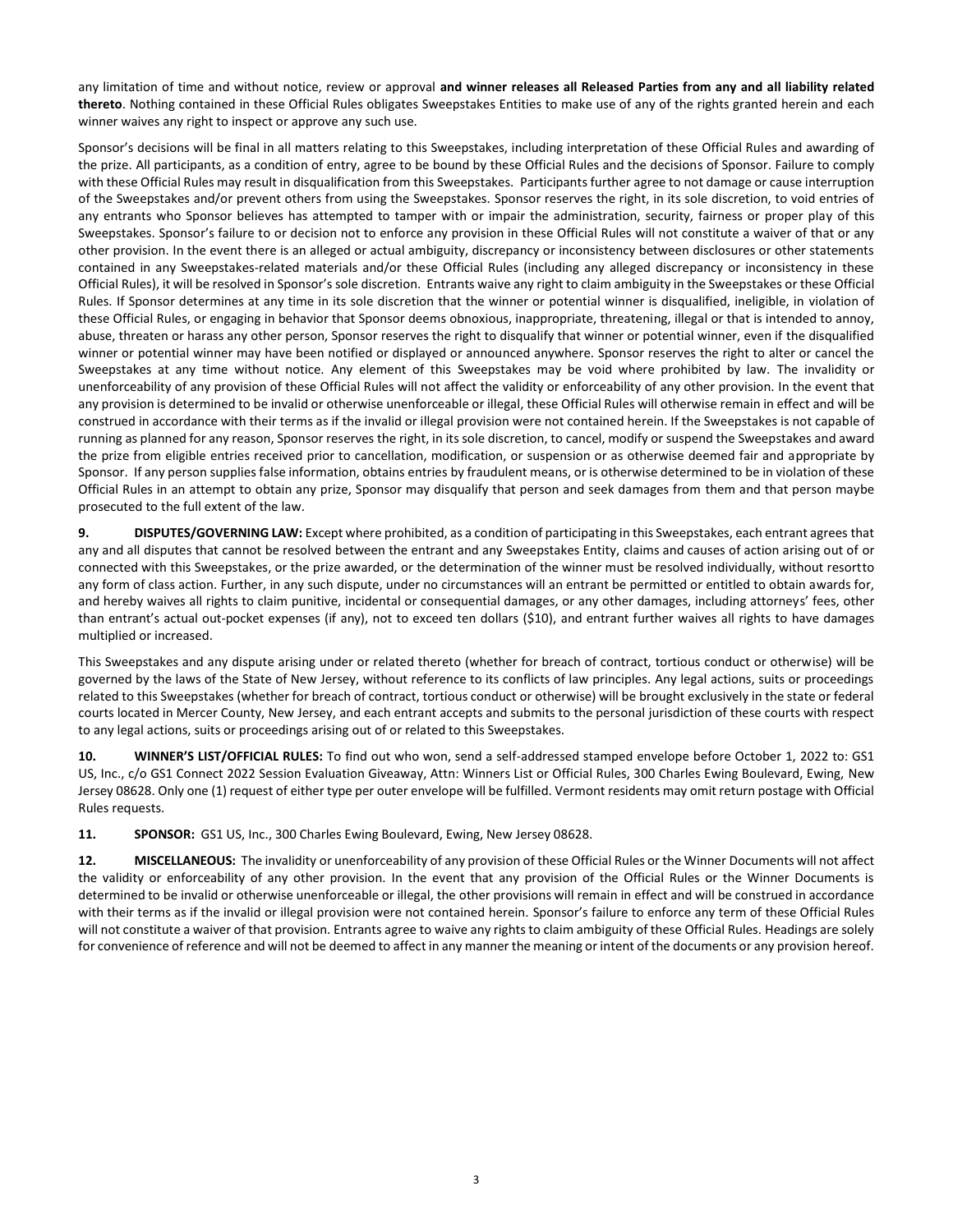any limitation of time and without notice, review or approval **and winner releases all Released Parties from any and all liability related thereto**. Nothing contained in these Official Rules obligates Sweepstakes Entities to make use of any of the rights granted herein and each winner waives any right to inspect or approve any such use.

Sponsor's decisions will be final in all matters relating to this Sweepstakes, including interpretation of these Official Rules and awarding of the prize. All participants, as a condition of entry, agree to be bound by these Official Rules and the decisions of Sponsor. Failure to comply with these Official Rules may result in disqualification from this Sweepstakes. Participants further agree to not damage or cause interruption of the Sweepstakes and/or prevent others from using the Sweepstakes. Sponsor reserves the right, in its sole discretion, to void entries of any entrants who Sponsor believes has attempted to tamper with or impair the administration, security, fairness or proper play of this Sweepstakes. Sponsor's failure to or decision not to enforce any provision in these Official Rules will not constitute a waiver of that or any other provision. In the event there is an alleged or actual ambiguity, discrepancy or inconsistency between disclosures or other statements contained in any Sweepstakes-related materials and/or these Official Rules (including any alleged discrepancy or inconsistency in these Official Rules), it will be resolved in Sponsor's sole discretion. Entrants waive any right to claim ambiguity in the Sweepstakes or these Official Rules. If Sponsor determines at any time in its sole discretion that the winner or potential winner is disqualified, ineligible, in violation of these Official Rules, or engaging in behavior that Sponsor deems obnoxious, inappropriate, threatening, illegal or that is intended to annoy, abuse, threaten or harass any other person, Sponsor reserves the right to disqualify that winner or potential winner, even if the disqualified winner or potential winner may have been notified or displayed or announced anywhere. Sponsor reserves the right to alter or cancel the Sweepstakes at any time without notice. Any element of this Sweepstakes may be void where prohibited by law. The invalidity or unenforceability of any provision of these Official Rules will not affect the validity or enforceability of any other provision. In the event that any provision is determined to be invalid or otherwise unenforceable or illegal, these Official Rules will otherwise remain in effect and will be construed in accordance with their terms as if the invalid or illegal provision were not contained herein. If the Sweepstakes is not capable of running as planned for any reason, Sponsor reserves the right, in its sole discretion, to cancel, modify or suspend the Sweepstakes and award the prize from eligible entries received prior to cancellation, modification, or suspension or as otherwise deemed fair and appropriate by Sponsor. If any person supplies false information, obtains entries by fraudulent means, or is otherwise determined to be in violation of these Official Rules in an attempt to obtain any prize, Sponsor may disqualify that person and seek damages from them and that person maybe prosecuted to the full extent of the law.

**9. DISPUTES/GOVERNING LAW:** Except where prohibited, as a condition of participating in this Sweepstakes, each entrant agrees that any and all disputes that cannot be resolved between the entrant and any Sweepstakes Entity, claims and causes of action arising out of or connected with this Sweepstakes, or the prize awarded, or the determination of the winner must be resolved individually, without resortto any form of class action. Further, in any such dispute, under no circumstances will an entrant be permitted or entitled to obtain awards for, and hereby waives all rights to claim punitive, incidental or consequential damages, or any other damages, including attorneys' fees, other than entrant's actual out-pocket expenses (if any), not to exceed ten dollars ($10), and entrant further waives all rights to have damages multiplied or increased.

This Sweepstakes and any dispute arising under or related thereto (whether for breach of contract, tortious conduct or otherwise) will be governed by the laws of the State of New Jersey, without reference to its conflicts of law principles. Any legal actions, suits or proceedings related to this Sweepstakes (whether for breach of contract, tortious conduct or otherwise) will be brought exclusively in the state or federal courts located in Mercer County, New Jersey, and each entrant accepts and submits to the personal jurisdiction of these courts with respect to any legal actions, suits or proceedings arising out of or related to this Sweepstakes.

**10. WINNER'S LIST/OFFICIAL RULES:** To find out who won, send a self-addressed stamped envelope before October 1, 2022 to: GS1 US, Inc., c/o GS1 Connect 2022 Session Evaluation Giveaway, Attn: Winners List or Official Rules, 300 Charles Ewing Boulevard, Ewing, New Jersey 08628. Only one (1) request of either type per outer envelope will be fulfilled. Vermont residents may omit return postage with Official Rules requests.

**11. SPONSOR:** GS1 US, Inc., 300 Charles Ewing Boulevard, Ewing, New Jersey 08628.

**12. MISCELLANEOUS:** The invalidity or unenforceability of any provision of these Official Rules or the Winner Documents will not affect the validity or enforceability of any other provision. In the event that any provision of the Official Rules or the Winner Documents is determined to be invalid or otherwise unenforceable or illegal, the other provisions will remain in effect and will be construed in accordance with their terms as if the invalid or illegal provision were not contained herein. Sponsor's failure to enforce any term of these Official Rules will not constitute a waiver of that provision. Entrants agree to waive any rights to claim ambiguity of these Official Rules. Headings are solely for convenience of reference and will not be deemed to affect in any manner the meaning or intent of the documents or any provision hereof.